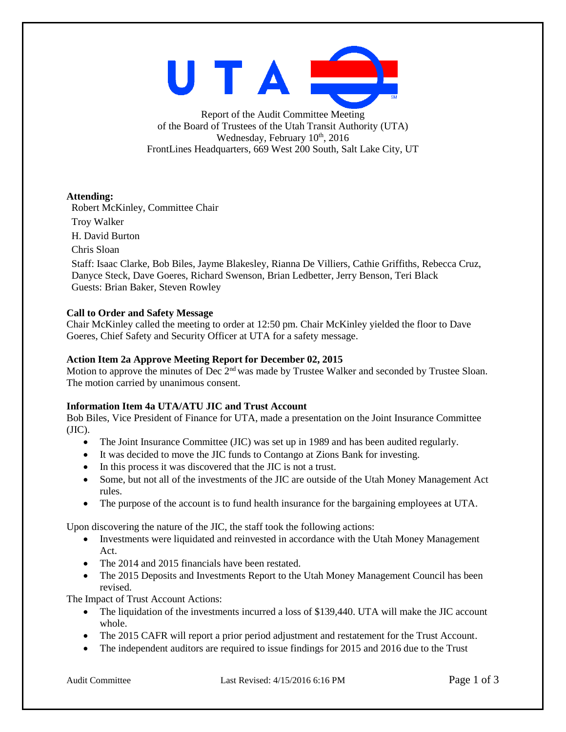Report of the Audit Committee Meeting
of the Board of Trustees of the Utah Transit Authority (UTA)
Wednesday, February 10th, 2016
FrontLines Headquarters, 669 West 200 South, Salt Lake City, UT

**Attending:**

Robert McKinley, Committee Chair

Troy Walker

H. David Burton

Chris Sloan

Staff: Isaac Clarke, Bob Biles, Jayme Blakesley, Rianna De Villiers, Cathie Griffiths, Rebecca Cruz, Danyce Steck, Dave Goeres, Richard Swenson, Brian Ledbetter, Jerry Benson, Teri Black
Guests: Brian Baker, Steven Rowley

**Call to Order and Safety Message**

Chair McKinley called the meeting to order at 12:50 pm. Chair McKinley yielded the floor to Dave Goeres, Chief Safety and Security Officer at UTA for a safety message.

**Action Item 2a Approve Meeting Report for December 02, 2015**

Motion to approve the minutes of Dec 2nd was made by Trustee Walker and seconded by Trustee Sloan. The motion carried by unanimous consent.

**Information Item 4a UTA/ATU JIC and Trust Account**

Bob Biles, Vice President of Finance for UTA, made a presentation on the Joint Insurance Committee (JIC).

- The Joint Insurance Committee (JIC) was set up in 1989 and has been audited regularly.
- It was decided to move the JIC funds to Contango at Zions Bank for investing.
- In this process it was discovered that the JIC is not a trust.
- Some, but not all of the investments of the JIC are outside of the Utah Money Management Act rules.
- The purpose of the account is to fund health insurance for the bargaining employees at UTA.

Upon discovering the nature of the JIC, the staff took the following actions:

- Investments were liquidated and reinvested in accordance with the Utah Money Management Act.
- The 2014 and 2015 financials have been restated.
- The 2015 Deposits and Investments Report to the Utah Money Management Council has been revised.

The Impact of Trust Account Actions:

- The liquidation of the investments incurred a loss of $139,440. UTA will make the JIC account whole.
- The 2015 CAFR will report a prior period adjustment and restatement for the Trust Account.
- The independent auditors are required to issue findings for 2015 and 2016 due to the Trust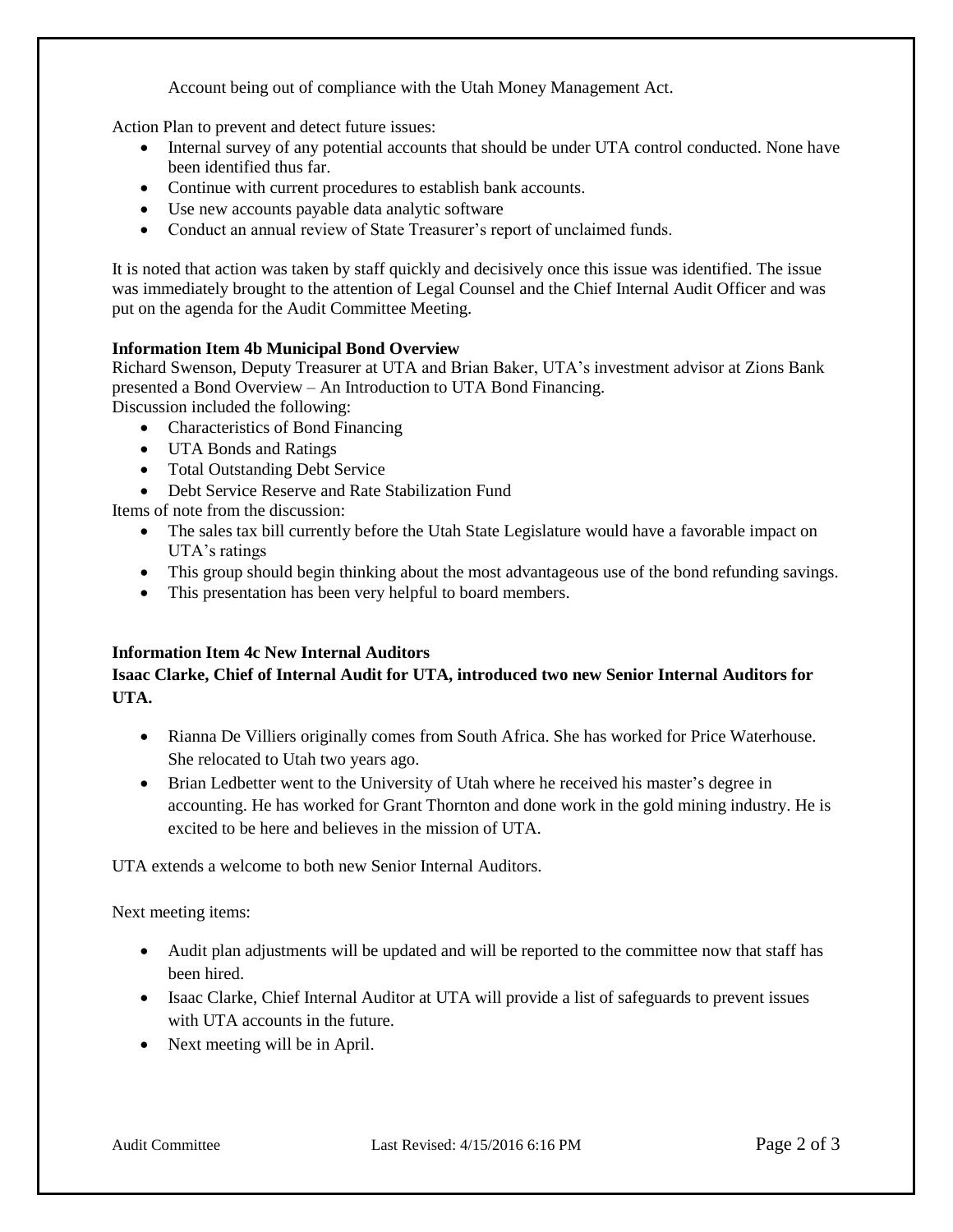Account being out of compliance with the Utah Money Management Act.

Action Plan to prevent and detect future issues:

- Internal survey of any potential accounts that should be under UTA control conducted. None have been identified thus far.
- Continue with current procedures to establish bank accounts.
- Use new accounts payable data analytic software
- Conduct an annual review of State Treasurer's report of unclaimed funds.

It is noted that action was taken by staff quickly and decisively once this issue was identified. The issue was immediately brought to the attention of Legal Counsel and the Chief Internal Audit Officer and was put on the agenda for the Audit Committee Meeting.

**Information Item 4b Municipal Bond Overview**

Richard Swenson, Deputy Treasurer at UTA and Brian Baker, UTA's investment advisor at Zions Bank presented a Bond Overview – An Introduction to UTA Bond Financing.

Discussion included the following:

- Characteristics of Bond Financing
- UTA Bonds and Ratings
- Total Outstanding Debt Service
- Debt Service Reserve and Rate Stabilization Fund

Items of note from the discussion:

- The sales tax bill currently before the Utah State Legislature would have a favorable impact on UTA's ratings
- This group should begin thinking about the most advantageous use of the bond refunding savings.
- This presentation has been very helpful to board members.

**Information Item 4c New Internal Auditors**

**Isaac Clarke, Chief of Internal Audit for UTA, introduced two new Senior Internal Auditors for UTA.**

- Rianna De Villiers originally comes from South Africa. She has worked for Price Waterhouse. She relocated to Utah two years ago.
- Brian Ledbetter went to the University of Utah where he received his master's degree in accounting. He has worked for Grant Thornton and done work in the gold mining industry. He is excited to be here and believes in the mission of UTA.

UTA extends a welcome to both new Senior Internal Auditors.

Next meeting items:

- Audit plan adjustments will be updated and will be reported to the committee now that staff has been hired.
- Isaac Clarke, Chief Internal Auditor at UTA will provide a list of safeguards to prevent issues with UTA accounts in the future.
- Next meeting will be in April.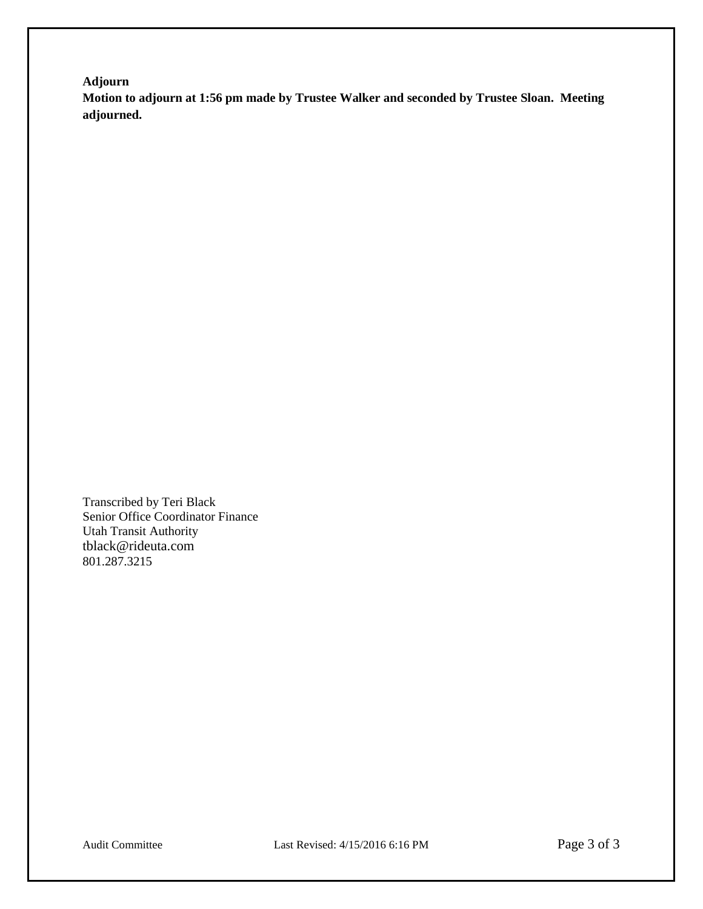**Adjourn**

**Motion to adjourn at 1:56 pm made by Trustee Walker and seconded by Trustee Sloan. Meeting adjourned.**

Transcribed by Teri Black
Senior Office Coordinator Finance
Utah Transit Authority
tblack@rideuta.com
801.287.3215